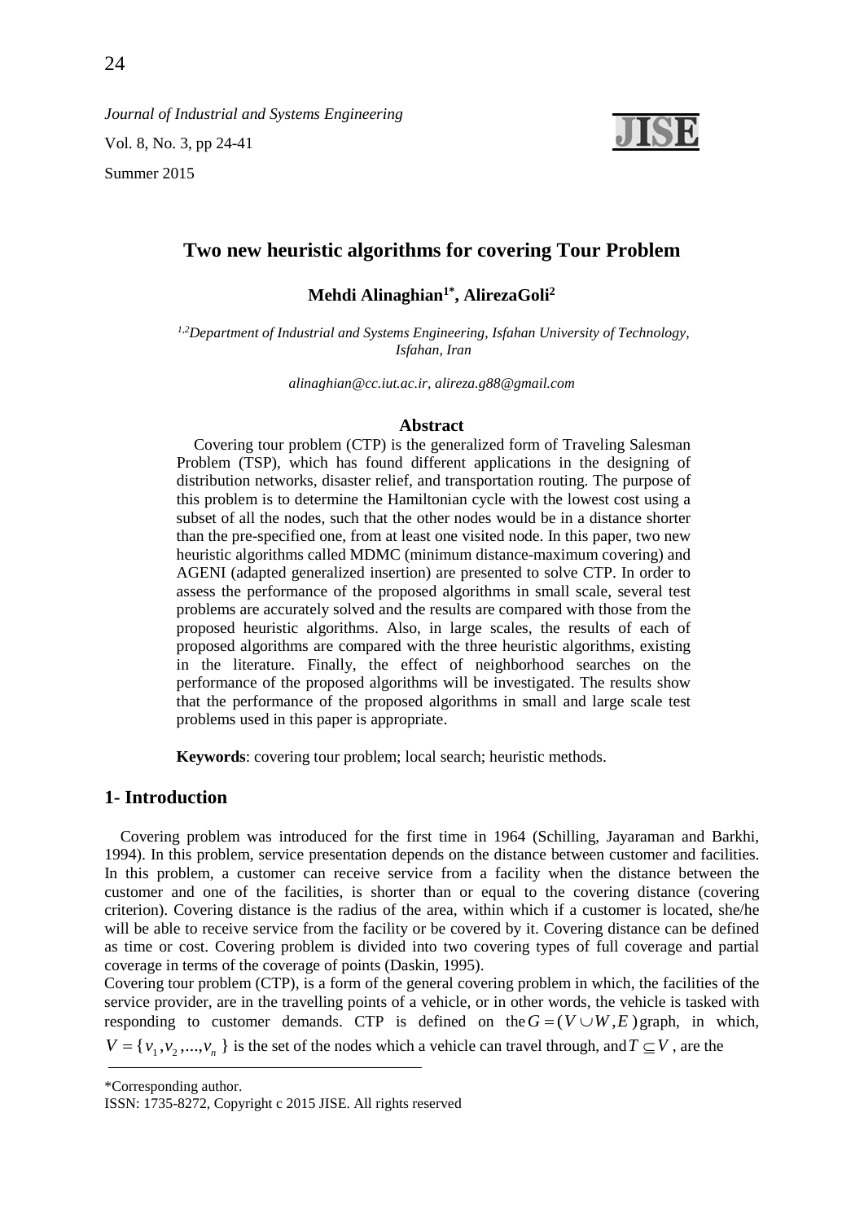# Two new heuristic algorithms for covering Tour Problem

**Mehdi Alinaghian[1*], AlirezaGoli[2]**

*[1,2]Department of Industrial and Systems Engineering, Isfahan University of Technology, Isfahan, Iran*

*alinaghian@cc.iut.ac.ir, alireza.g88@gmail.com*

## Abstract

Covering tour problem (CTP) is the generalized form of Traveling Salesman Problem (TSP), which has found different applications in the designing of distribution networks, disaster relief, and transportation routing. The purpose of this problem is to determine the Hamiltonian cycle with the lowest cost using a subset of all the nodes, such that the other nodes would be in a distance shorter than the pre-specified one, from at least one visited node. In this paper, two new heuristic algorithms called MDMC (minimum distance-maximum covering) and AGENI (adapted generalized insertion) are presented to solve CTP. In order to assess the performance of the proposed algorithms in small scale, several test problems are accurately solved and the results are compared with those from the proposed heuristic algorithms. Also, in large scales, the results of each of proposed algorithms are compared with the three heuristic algorithms, existing in the literature. Finally, the effect of neighborhood searches on the performance of the proposed algorithms will be investigated. The results show that the performance of the proposed algorithms in small and large scale test problems used in this paper is appropriate.

**Keywords**: covering tour problem; local search; heuristic methods.

## 1- Introduction

Covering problem was introduced for the first time in 1964 (Schilling, Jayaraman and Barkhi, 1994). In this problem, service presentation depends on the distance between customer and facilities. In this problem, a customer can receive service from a facility when the distance between the customer and one of the facilities, is shorter than or equal to the covering distance (covering criterion). Covering distance is the radius of the area, within which if a customer is located, she/he will be able to receive service from the facility or be covered by it. Covering distance can be defined as time or cost. Covering problem is divided into two covering types of full coverage and partial coverage in terms of the coverage of points (Daskin, 1995).

Covering tour problem (CTP), is a form of the general covering problem in which, the facilities of the service provider, are in the travelling points of a vehicle, or in other words, the vehicle is tasked with responding to customer demands. CTP is defined on the $G = (V \cup W, E)$ graph, in which, $V = \{v_1, v_2, ..., v_n\}$ is the set of the nodes which a vehicle can travel through, and $T \subseteq V$, are the

*Corresponding author.

ISSN: 1735-8272, Copyright c 2015 JISE. All rights reserved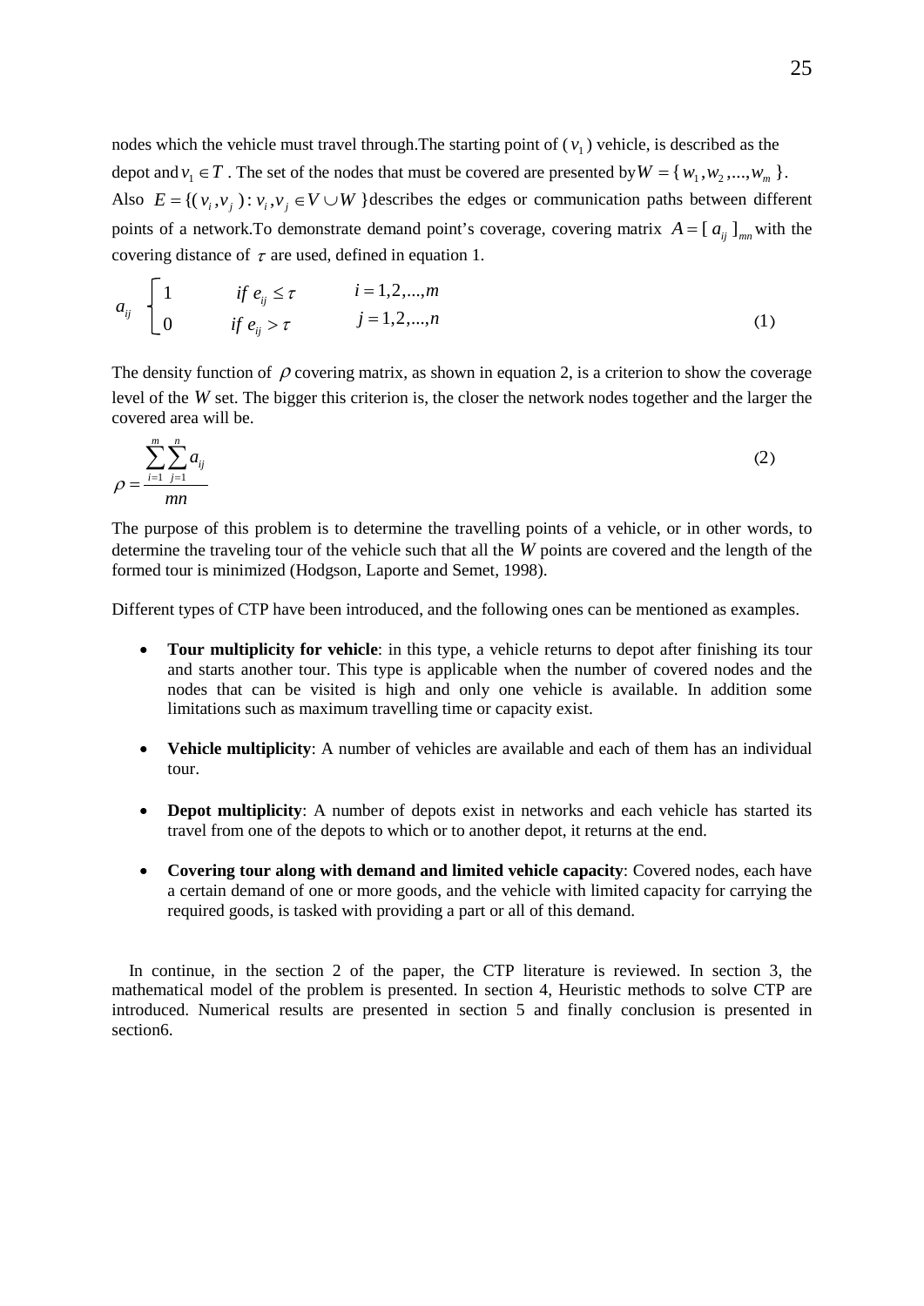nodes which the vehicle must travel through.The starting point of ($v_1$) vehicle, is described as the depot and $v_1 \in T$ . The set of the nodes that must be covered are presented by $W = \{ w_1, w_2, ..., w_m \}$. Also $E = \{(v_i, v_j) : v_i, v_j \in V \cup W \}$ describes the edges or communication paths between different points of a network.To demonstrate demand point's coverage, covering matrix $A = [ a_{ij} ]_{mn}$ with the covering distance of $\tau$ are used, defined in equation 1.

$$a_{ij} \begin{cases} 1 & if \; e_{ij} \leq \tau \qquad i = 1,2,...,m \\ 0 & if \; e_{ij} > \tau \qquad j = 1,2,...,n \end{cases} \tag{1}$$

The density function of $\rho$ covering matrix, as shown in equation 2, is a criterion to show the coverage level of the $W$ set. The bigger this criterion is, the closer the network nodes together and the larger the covered area will be.

$$\rho = \frac{\sum_{i=1}^{m} \sum_{j=1}^{n} a_{ij}}{mn} \tag{2}$$

The purpose of this problem is to determine the travelling points of a vehicle, or in other words, to determine the traveling tour of the vehicle such that all the $W$ points are covered and the length of the formed tour is minimized (Hodgson, Laporte and Semet, 1998).

Different types of CTP have been introduced, and the following ones can be mentioned as examples.

- **Tour multiplicity for vehicle**: in this type, a vehicle returns to depot after finishing its tour and starts another tour. This type is applicable when the number of covered nodes and the nodes that can be visited is high and only one vehicle is available. In addition some limitations such as maximum travelling time or capacity exist.

- **Vehicle multiplicity**: A number of vehicles are available and each of them has an individual tour.

- **Depot multiplicity**: A number of depots exist in networks and each vehicle has started its travel from one of the depots to which or to another depot, it returns at the end.

- **Covering tour along with demand and limited vehicle capacity**: Covered nodes, each have a certain demand of one or more goods, and the vehicle with limited capacity for carrying the required goods, is tasked with providing a part or all of this demand.

In continue, in the section 2 of the paper, the CTP literature is reviewed. In section 3, the mathematical model of the problem is presented. In section 4, Heuristic methods to solve CTP are introduced. Numerical results are presented in section 5 and finally conclusion is presented in section6.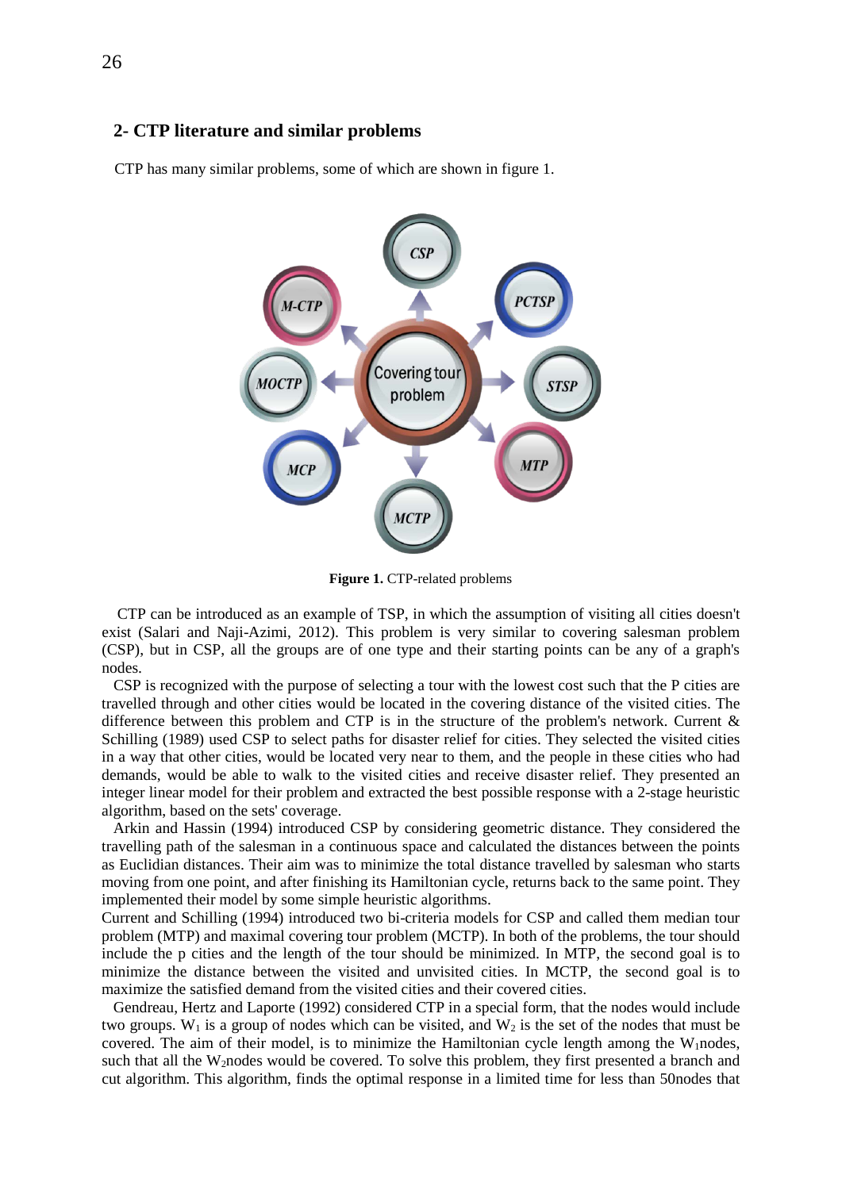## 2- CTP literature and similar problems

CTP has many similar problems, some of which are shown in figure 1.

CSP
PCTSP
STSP
MTP
MCTP
MCP
MOCTP
M-CTP
Covering tour problem

**Figure 1.** CTP-related problems

CTP can be introduced as an example of TSP, in which the assumption of visiting all cities doesn't exist (Salari and Naji-Azimi, 2012). This problem is very similar to covering salesman problem (CSP), but in CSP, all the groups are of one type and their starting points can be any of a graph's nodes.

CSP is recognized with the purpose of selecting a tour with the lowest cost such that the P cities are travelled through and other cities would be located in the covering distance of the visited cities. The difference between this problem and CTP is in the structure of the problem's network. Current & Schilling (1989) used CSP to select paths for disaster relief for cities. They selected the visited cities in a way that other cities, would be located very near to them, and the people in these cities who had demands, would be able to walk to the visited cities and receive disaster relief. They presented an integer linear model for their problem and extracted the best possible response with a 2-stage heuristic algorithm, based on the sets' coverage.

Arkin and Hassin (1994) introduced CSP by considering geometric distance. They considered the travelling path of the salesman in a continuous space and calculated the distances between the points as Euclidian distances. Their aim was to minimize the total distance travelled by salesman who starts moving from one point, and after finishing its Hamiltonian cycle, returns back to the same point. They implemented their model by some simple heuristic algorithms.

Current and Schilling (1994) introduced two bi-criteria models for CSP and called them median tour problem (MTP) and maximal covering tour problem (MCTP). In both of the problems, the tour should include the p cities and the length of the tour should be minimized. In MTP, the second goal is to minimize the distance between the visited and unvisited cities. In MCTP, the second goal is to maximize the satisfied demand from the visited cities and their covered cities.

Gendreau, Hertz and Laporte (1992) considered CTP in a special form, that the nodes would include two groups. $W_1$ is a group of nodes which can be visited, and $W_2$ is the set of the nodes that must be covered. The aim of their model, is to minimize the Hamiltonian cycle length among the $W_1$nodes, such that all the $W_2$nodes would be covered. To solve this problem, they first presented a branch and cut algorithm. This algorithm, finds the optimal response in a limited time for less than 50nodes that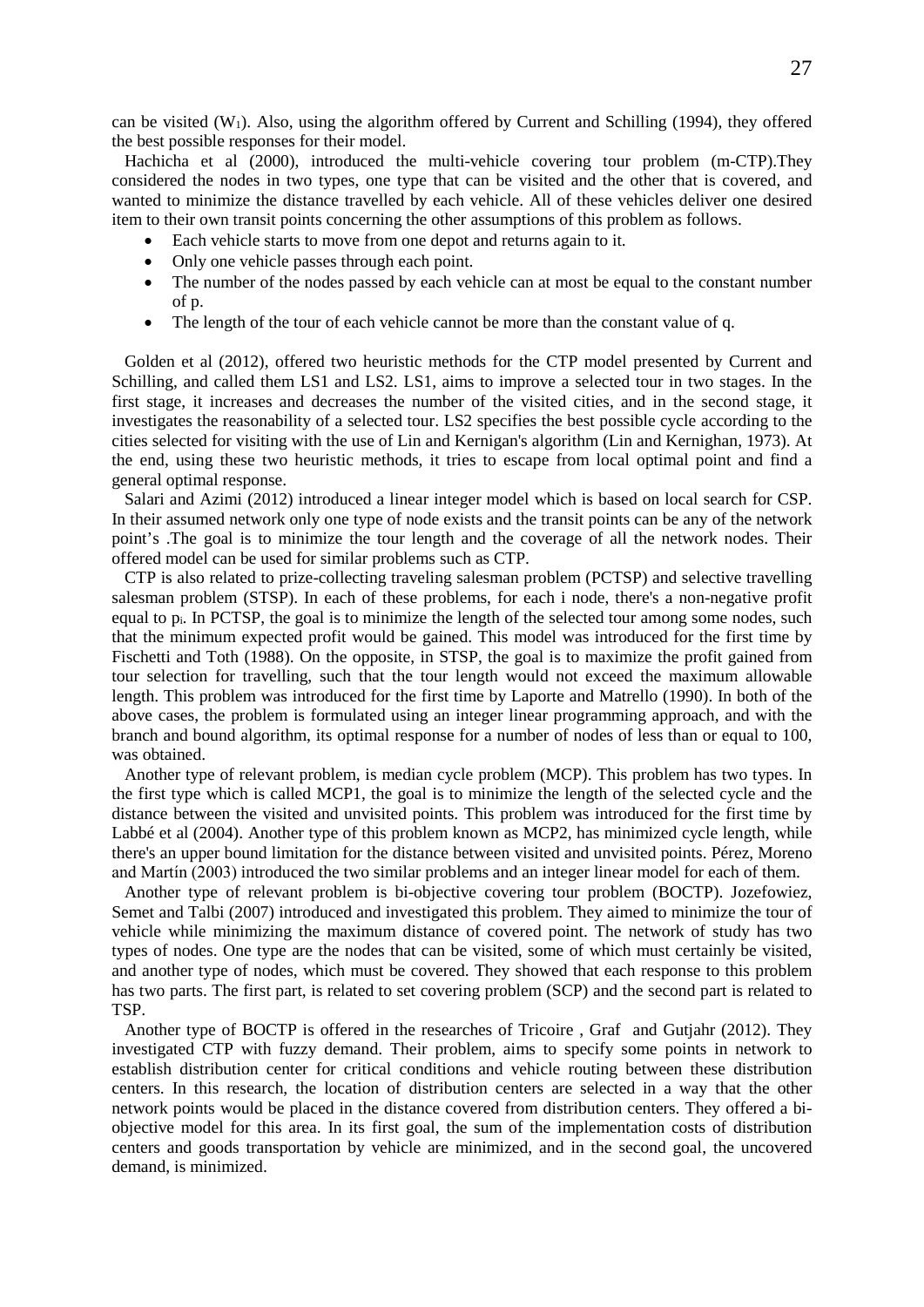can be visited ($W_1$). Also, using the algorithm offered by Current and Schilling (1994), they offered the best possible responses for their model.

Hachicha et al (2000), introduced the multi-vehicle covering tour problem (m-CTP).They considered the nodes in two types, one type that can be visited and the other that is covered, and wanted to minimize the distance travelled by each vehicle. All of these vehicles deliver one desired item to their own transit points concerning the other assumptions of this problem as follows.

- Each vehicle starts to move from one depot and returns again to it.
- Only one vehicle passes through each point.
- The number of the nodes passed by each vehicle can at most be equal to the constant number of p.
- The length of the tour of each vehicle cannot be more than the constant value of q.

Golden et al (2012), offered two heuristic methods for the CTP model presented by Current and Schilling, and called them LS1 and LS2. LS1, aims to improve a selected tour in two stages. In the first stage, it increases and decreases the number of the visited cities, and in the second stage, it investigates the reasonability of a selected tour. LS2 specifies the best possible cycle according to the cities selected for visiting with the use of Lin and Kernigan's algorithm (Lin and Kernighan, 1973). At the end, using these two heuristic methods, it tries to escape from local optimal point and find a general optimal response.

Salari and Azimi (2012) introduced a linear integer model which is based on local search for CSP. In their assumed network only one type of node exists and the transit points can be any of the network point's .The goal is to minimize the tour length and the coverage of all the network nodes. Their offered model can be used for similar problems such as CTP.

CTP is also related to prize-collecting traveling salesman problem (PCTSP) and selective travelling salesman problem (STSP). In each of these problems, for each i node, there's a non-negative profit equal to $p_i$. In PCTSP, the goal is to minimize the length of the selected tour among some nodes, such that the minimum expected profit would be gained. This model was introduced for the first time by Fischetti and Toth (1988). On the opposite, in STSP, the goal is to maximize the profit gained from tour selection for travelling, such that the tour length would not exceed the maximum allowable length. This problem was introduced for the first time by Laporte and Matrello (1990). In both of the above cases, the problem is formulated using an integer linear programming approach, and with the branch and bound algorithm, its optimal response for a number of nodes of less than or equal to 100, was obtained.

Another type of relevant problem, is median cycle problem (MCP). This problem has two types. In the first type which is called MCP1, the goal is to minimize the length of the selected cycle and the distance between the visited and unvisited points. This problem was introduced for the first time by Labbé et al (2004). Another type of this problem known as MCP2, has minimized cycle length, while there's an upper bound limitation for the distance between visited and unvisited points. Pérez, Moreno and Martín (2003) introduced the two similar problems and an integer linear model for each of them.

Another type of relevant problem is bi-objective covering tour problem (BOCTP). Jozefowiez, Semet and Talbi (2007) introduced and investigated this problem. They aimed to minimize the tour of vehicle while minimizing the maximum distance of covered point. The network of study has two types of nodes. One type are the nodes that can be visited, some of which must certainly be visited, and another type of nodes, which must be covered. They showed that each response to this problem has two parts. The first part, is related to set covering problem (SCP) and the second part is related to TSP.

Another type of BOCTP is offered in the researches of Tricoire , Graf and Gutjahr (2012). They investigated CTP with fuzzy demand. Their problem, aims to specify some points in network to establish distribution center for critical conditions and vehicle routing between these distribution centers. In this research, the location of distribution centers are selected in a way that the other network points would be placed in the distance covered from distribution centers. They offered a bi-objective model for this area. In its first goal, the sum of the implementation costs of distribution centers and goods transportation by vehicle are minimized, and in the second goal, the uncovered demand, is minimized.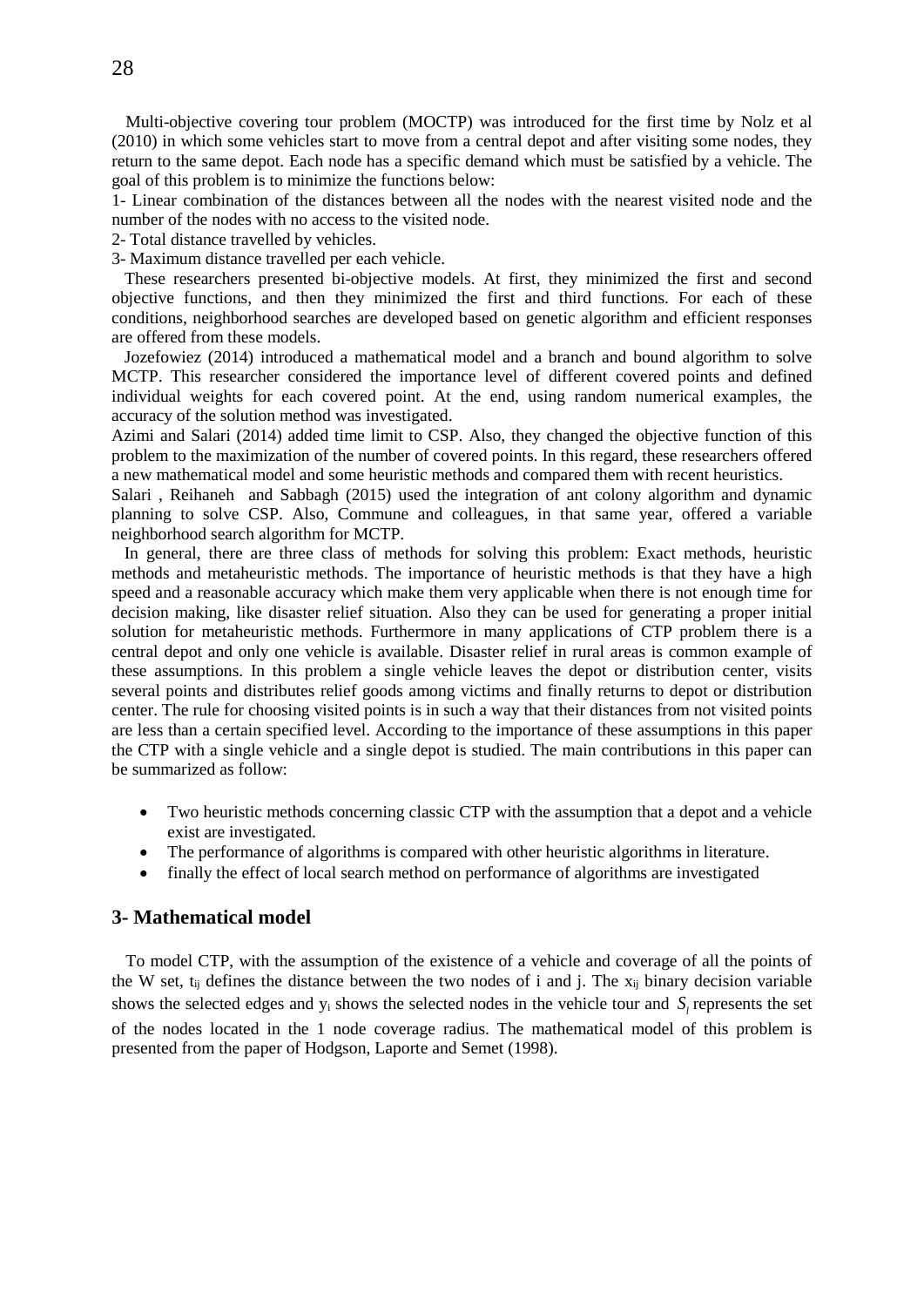Multi-objective covering tour problem (MOCTP) was introduced for the first time by Nolz et al (2010) in which some vehicles start to move from a central depot and after visiting some nodes, they return to the same depot. Each node has a specific demand which must be satisfied by a vehicle. The goal of this problem is to minimize the functions below:

1- Linear combination of the distances between all the nodes with the nearest visited node and the number of the nodes with no access to the visited node.

2- Total distance travelled by vehicles.

3- Maximum distance travelled per each vehicle.

These researchers presented bi-objective models. At first, they minimized the first and second objective functions, and then they minimized the first and third functions. For each of these conditions, neighborhood searches are developed based on genetic algorithm and efficient responses are offered from these models.

Jozefowiez (2014) introduced a mathematical model and a branch and bound algorithm to solve MCTP. This researcher considered the importance level of different covered points and defined individual weights for each covered point. At the end, using random numerical examples, the accuracy of the solution method was investigated.

Azimi and Salari (2014) added time limit to CSP. Also, they changed the objective function of this problem to the maximization of the number of covered points. In this regard, these researchers offered a new mathematical model and some heuristic methods and compared them with recent heuristics.

Salari , Reihaneh and Sabbagh (2015) used the integration of ant colony algorithm and dynamic planning to solve CSP. Also, Commune and colleagues, in that same year, offered a variable neighborhood search algorithm for MCTP.

In general, there are three class of methods for solving this problem: Exact methods, heuristic methods and metaheuristic methods. The importance of heuristic methods is that they have a high speed and a reasonable accuracy which make them very applicable when there is not enough time for decision making, like disaster relief situation. Also they can be used for generating a proper initial solution for metaheuristic methods. Furthermore in many applications of CTP problem there is a central depot and only one vehicle is available. Disaster relief in rural areas is common example of these assumptions. In this problem a single vehicle leaves the depot or distribution center, visits several points and distributes relief goods among victims and finally returns to depot or distribution center. The rule for choosing visited points is in such a way that their distances from not visited points are less than a certain specified level. According to the importance of these assumptions in this paper the CTP with a single vehicle and a single depot is studied. The main contributions in this paper can be summarized as follow:

- Two heuristic methods concerning classic CTP with the assumption that a depot and a vehicle exist are investigated.
- The performance of algorithms is compared with other heuristic algorithms in literature.
- finally the effect of local search method on performance of algorithms are investigated

## 3- Mathematical model

To model CTP, with the assumption of the existence of a vehicle and coverage of all the points of the W set, $t_{ij}$ defines the distance between the two nodes of i and j. The $x_{ij}$ binary decision variable shows the selected edges and $y_i$ shows the selected nodes in the vehicle tour and $S_l$ represents the set of the nodes located in the 1 node coverage radius. The mathematical model of this problem is presented from the paper of Hodgson, Laporte and Semet (1998).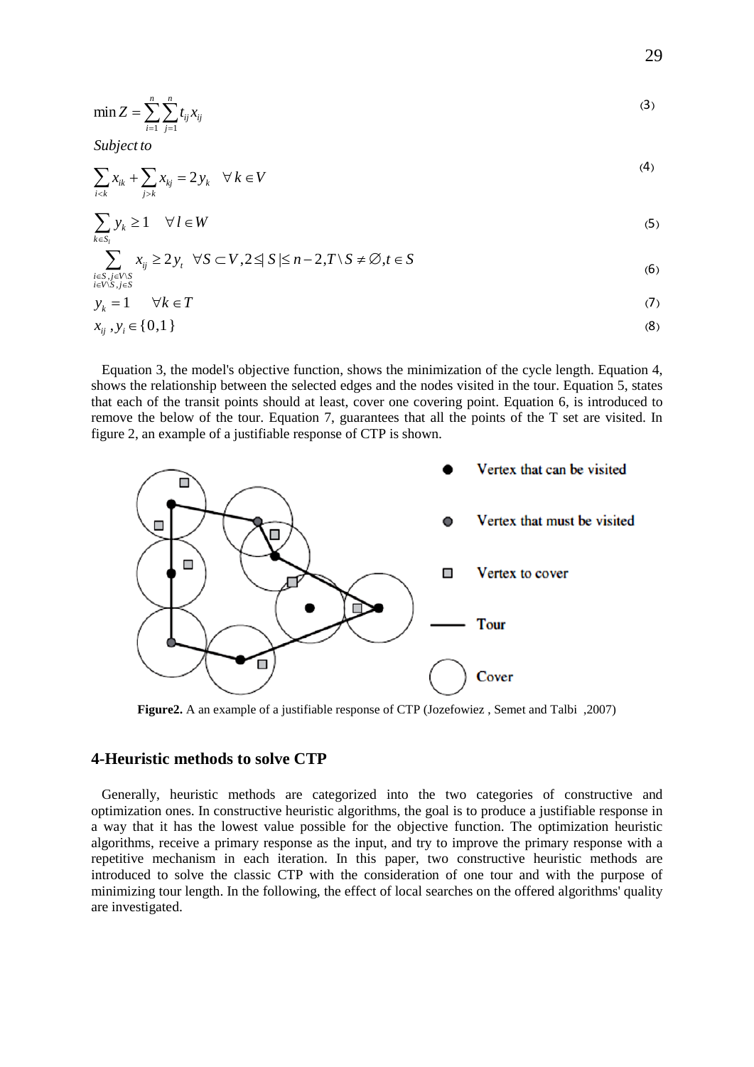$$\min Z = \sum_{i=1}^{n}\sum_{j=1}^{n} t_{ij}x_{ij} \tag{3}$$

*Subject to*

$$\sum_{i<k} x_{ik} + \sum_{j>k} x_{kj} = 2y_k \quad \forall k \in V \tag{4}$$

$$\sum_{k \in S_l} y_k \geq 1 \quad \forall l \in W \tag{5}$$

$$\sum_{\substack{i \in S, j \in V \setminus S \\ i \in V \setminus S, j \in S}} x_{ij} \geq 2y_t \quad \forall S \subset V, 2 \leq |S| \leq n-2, T \setminus S \neq \emptyset, t \in S \tag{6}$$

$$y_k = 1 \quad \forall k \in T \tag{7}$$

$$x_{ij}, y_i \in \{0,1\} \tag{8}$$

Equation 3, the model's objective function, shows the minimization of the cycle length. Equation 4, shows the relationship between the selected edges and the nodes visited in the tour. Equation 5, states that each of the transit points should at least, cover one covering point. Equation 6, is introduced to remove the below of the tour. Equation 7, guarantees that all the points of the T set are visited. In figure 2, an example of a justifiable response of CTP is shown.

Vertex that can be visited

Vertex that must be visited

Vertex to cover

Tour

Cover

**Figure2.** A an example of a justifiable response of CTP (Jozefowiez , Semet and Talbi ,2007)

## 4-Heuristic methods to solve CTP

Generally, heuristic methods are categorized into the two categories of constructive and optimization ones. In constructive heuristic algorithms, the goal is to produce a justifiable response in a way that it has the lowest value possible for the objective function. The optimization heuristic algorithms, receive a primary response as the input, and try to improve the primary response with a repetitive mechanism in each iteration. In this paper, two constructive heuristic methods are introduced to solve the classic CTP with the consideration of one tour and with the purpose of minimizing tour length. In the following, the effect of local searches on the offered algorithms' quality are investigated.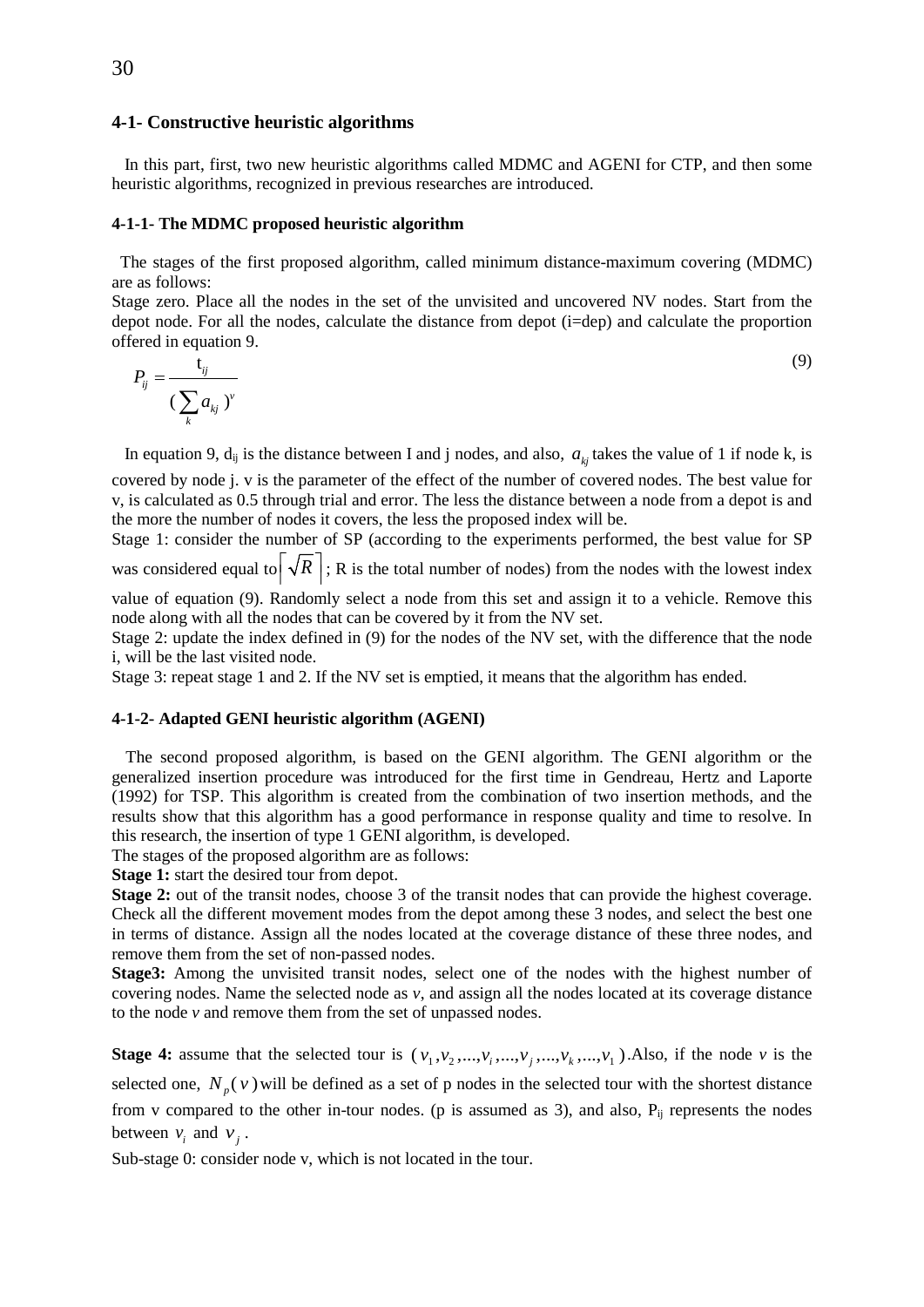## 4-1- Constructive heuristic algorithms

In this part, first, two new heuristic algorithms called MDMC and AGENI for CTP, and then some heuristic algorithms, recognized in previous researches are introduced.

### 4-1-1- The MDMC proposed heuristic algorithm

The stages of the first proposed algorithm, called minimum distance-maximum covering (MDMC) are as follows:

Stage zero. Place all the nodes in the set of the unvisited and uncovered NV nodes. Start from the depot node. For all the nodes, calculate the distance from depot (i=dep) and calculate the proportion offered in equation 9.

$$P_{ij} = \frac{t_{ij}}{(\sum_{k} a_{kj})^{v}} \tag{9}$$

In equation 9, $d_{ij}$ is the distance between I and j nodes, and also, $a_{kj}$ takes the value of 1 if node k, is covered by node j. v is the parameter of the effect of the number of covered nodes. The best value for v, is calculated as 0.5 through trial and error. The less the distance between a node from a depot is and the more the number of nodes it covers, the less the proposed index will be.

Stage 1: consider the number of SP (according to the experiments performed, the best value for SP was considered equal to $\lceil \sqrt{R} \rceil$; R is the total number of nodes) from the nodes with the lowest index value of equation (9). Randomly select a node from this set and assign it to a vehicle. Remove this node along with all the nodes that can be covered by it from the NV set.

Stage 2: update the index defined in (9) for the nodes of the NV set, with the difference that the node i, will be the last visited node.

Stage 3: repeat stage 1 and 2. If the NV set is emptied, it means that the algorithm has ended.

### 4-1-2- Adapted GENI heuristic algorithm (AGENI)

The second proposed algorithm, is based on the GENI algorithm. The GENI algorithm or the generalized insertion procedure was introduced for the first time in Gendreau, Hertz and Laporte (1992) for TSP. This algorithm is created from the combination of two insertion methods, and the results show that this algorithm has a good performance in response quality and time to resolve. In this research, the insertion of type 1 GENI algorithm, is developed.

The stages of the proposed algorithm are as follows:

**Stage 1:** start the desired tour from depot.

**Stage 2:** out of the transit nodes, choose 3 of the transit nodes that can provide the highest coverage. Check all the different movement modes from the depot among these 3 nodes, and select the best one in terms of distance. Assign all the nodes located at the coverage distance of these three nodes, and remove them from the set of non-passed nodes.

**Stage3:** Among the unvisited transit nodes, select one of the nodes with the highest number of covering nodes. Name the selected node as *v*, and assign all the nodes located at its coverage distance to the node *v* and remove them from the set of unpassed nodes.

**Stage 4:** assume that the selected tour is $(v_1, v_2, ..., v_i, ..., v_j, ..., v_k, ..., v_1)$.Also, if the node *v* is the selected one, $N_p(v)$ will be defined as a set of p nodes in the selected tour with the shortest distance from v compared to the other in-tour nodes. (p is assumed as 3), and also, $P_{ij}$ represents the nodes between $v_i$ and $v_j$.

Sub-stage 0: consider node v, which is not located in the tour.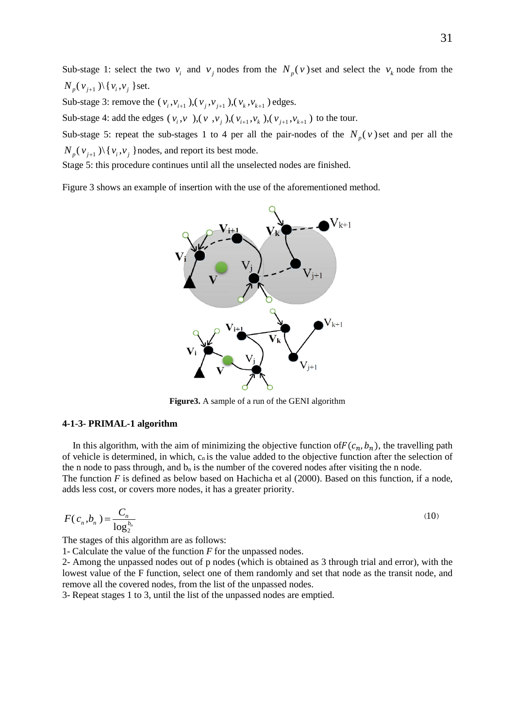Sub-stage 1: select the two $v_i$ and $v_j$ nodes from the $N_p(v)$ set and select the $v_k$ node from the $N_p(v_{j+1})\backslash\{v_i,v_j\}$ set.

Sub-stage 3: remove the $(v_i,v_{i+1}),(v_j,v_{j+1}),(v_k,v_{k+1})$ edges.

Sub-stage 4: add the edges $(v_i,v\ ),(v\ ,v_j),(v_{i+1},v_k),(v_{j+1},v_{k+1})$ to the tour.

Sub-stage 5: repeat the sub-stages 1 to 4 per all the pair-nodes of the $N_p(v)$ set and per all the $N_p(v_{j+1})\backslash\{v_i,v_j\}$ nodes, and report its best mode.

Stage 5: this procedure continues until all the unselected nodes are finished.

Figure 3 shows an example of insertion with the use of the aforementioned method.

V_{i+1}
V_k
V_{k+1}
V_i
V
V_j
V_{j+1}

V_{i+1}
V_k
V_{k+1}
V_i
V
V_j
V_{j+1}

**Figure3.** A sample of a run of the GENI algorithm

#### 4-1-3- PRIMAL-1 algorithm

In this algorithm, with the aim of minimizing the objective function of $F(c_n, b_n)$, the travelling path of vehicle is determined, in which, $c_n$ is the value added to the objective function after the selection of the n node to pass through, and $b_n$ is the number of the covered nodes after visiting the n node.

The function $F$ is defined as below based on Hachicha et al (2000). Based on this function, if a node, adds less cost, or covers more nodes, it has a greater priority.

$$F(c_n,b_n)=\frac{C_n}{\log_2^{b_n}} \tag{10}$$

The stages of this algorithm are as follows:

1- Calculate the value of the function $F$ for the unpassed nodes.

2- Among the unpassed nodes out of p nodes (which is obtained as 3 through trial and error), with the lowest value of the F function, select one of them randomly and set that node as the transit node, and remove all the covered nodes, from the list of the unpassed nodes.

3- Repeat stages 1 to 3, until the list of the unpassed nodes are emptied.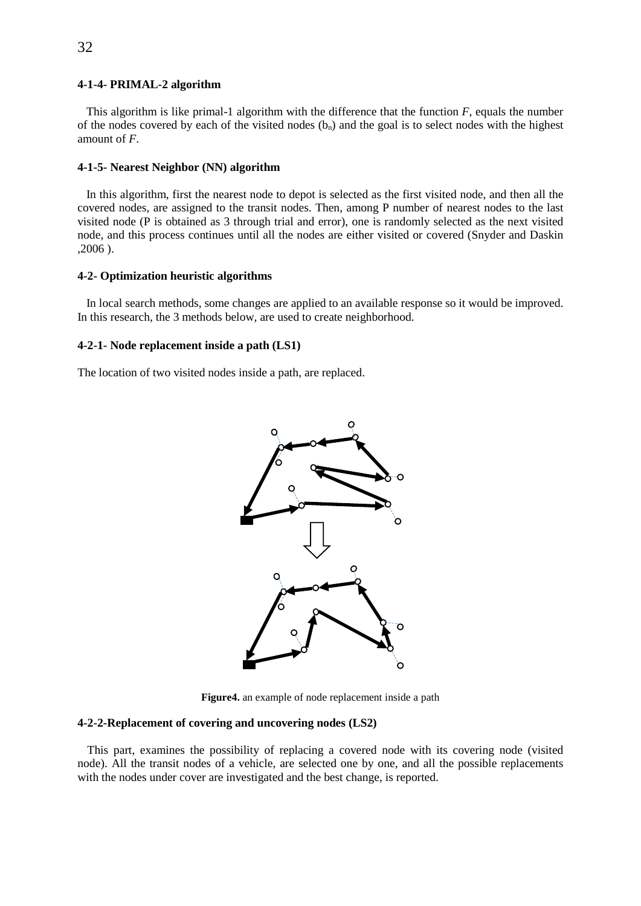#### 4-1-4- PRIMAL-2 algorithm

This algorithm is like primal-1 algorithm with the difference that the function *F*, equals the number of the nodes covered by each of the visited nodes ($b_n$) and the goal is to select nodes with the highest amount of *F*.

#### 4-1-5- Nearest Neighbor (NN) algorithm

In this algorithm, first the nearest node to depot is selected as the first visited node, and then all the covered nodes, are assigned to the transit nodes. Then, among P number of nearest nodes to the last visited node (P is obtained as 3 through trial and error), one is randomly selected as the next visited node, and this process continues until all the nodes are either visited or covered (Snyder and Daskin ,2006 ).

### 4-2- Optimization heuristic algorithms

In local search methods, some changes are applied to an available response so it would be improved. In this research, the 3 methods below, are used to create neighborhood.

#### 4-2-1- Node replacement inside a path (LS1)

The location of two visited nodes inside a path, are replaced.

**Figure4.** an example of node replacement inside a path

#### 4-2-2-Replacement of covering and uncovering nodes (LS2)

This part, examines the possibility of replacing a covered node with its covering node (visited node). All the transit nodes of a vehicle, are selected one by one, and all the possible replacements with the nodes under cover are investigated and the best change, is reported.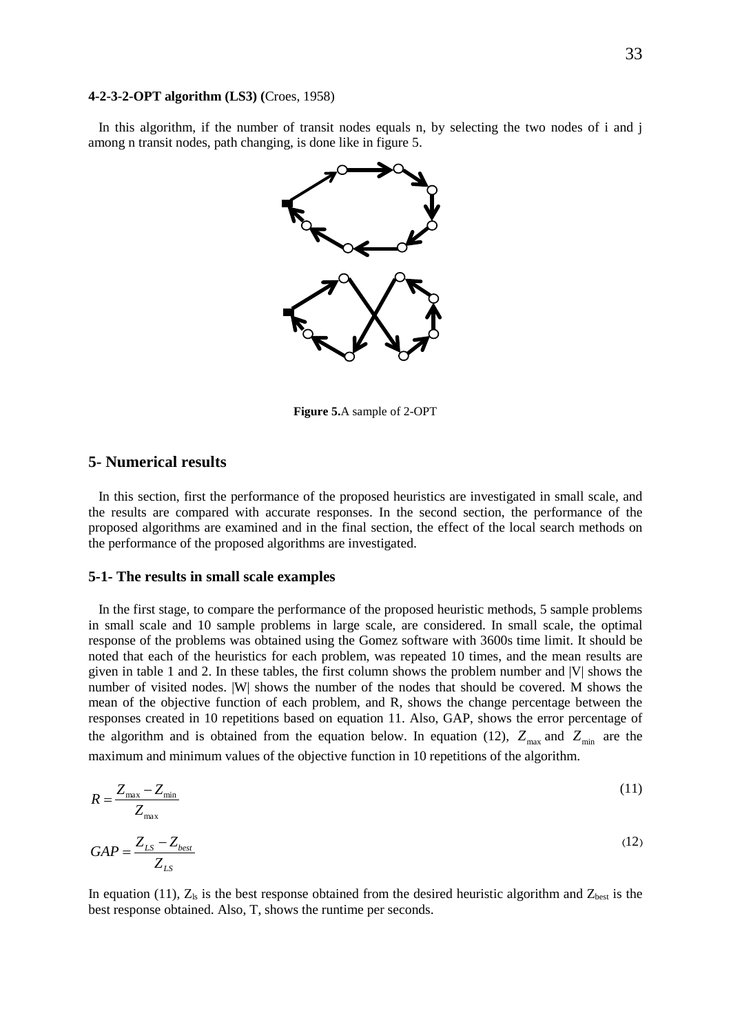**4-2-3-2-OPT algorithm (LS3) (**Croes, 1958)

In this algorithm, if the number of transit nodes equals n, by selecting the two nodes of i and j among n transit nodes, path changing, is done like in figure 5.

**Figure 5.**A sample of 2-OPT

## 5- Numerical results

In this section, first the performance of the proposed heuristics are investigated in small scale, and the results are compared with accurate responses. In the second section, the performance of the proposed algorithms are examined and in the final section, the effect of the local search methods on the performance of the proposed algorithms are investigated.

### 5-1- The results in small scale examples

In the first stage, to compare the performance of the proposed heuristic methods, 5 sample problems in small scale and 10 sample problems in large scale, are considered. In small scale, the optimal response of the problems was obtained using the Gomez software with 3600s time limit. It should be noted that each of the heuristics for each problem, was repeated 10 times, and the mean results are given in table 1 and 2. In these tables, the first column shows the problem number and |V| shows the number of visited nodes. |W| shows the number of the nodes that should be covered. M shows the mean of the objective function of each problem, and R, shows the change percentage between the responses created in 10 repetitions based on equation 11. Also, GAP, shows the error percentage of the algorithm and is obtained from the equation below. In equation (12), $Z_{\max}$ and $Z_{\min}$ are the maximum and minimum values of the objective function in 10 repetitions of the algorithm.

$$R = \frac{Z_{\max} - Z_{\min}}{Z_{\max}} \tag{11}$$

$$GAP = \frac{Z_{LS} - Z_{best}}{Z_{LS}} \tag{12}$$

In equation (11), $Z_{ls}$ is the best response obtained from the desired heuristic algorithm and $Z_{best}$ is the best response obtained. Also, T, shows the runtime per seconds.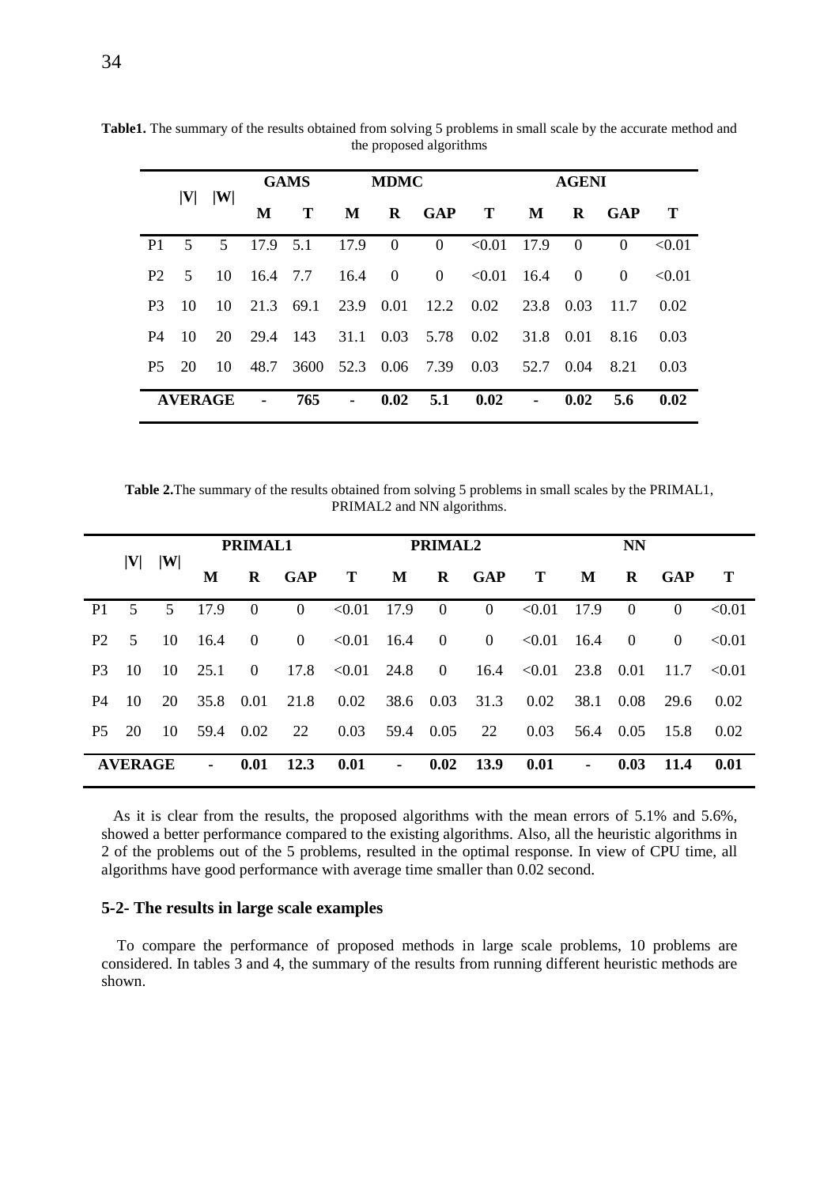**Table1.** The summary of the results obtained from solving 5 problems in small scale by the accurate method and the proposed algorithms

| | \|V\| | \|W\| | GAMS | | MDMC | | | | AGENI | | | |
|---|---|---|---|---|---|---|---|---|---|---|---|---|
| | | | M | T | M | R | GAP | T | M | R | GAP | T |
| P1 | 5 | 5 | 17.9 | 5.1 | 17.9 | 0 | 0 | <0.01 | 17.9 | 0 | 0 | <0.01 |
| P2 | 5 | 10 | 16.4 | 7.7 | 16.4 | 0 | 0 | <0.01 | 16.4 | 0 | 0 | <0.01 |
| P3 | 10 | 10 | 21.3 | 69.1 | 23.9 | 0.01 | 12.2 | 0.02 | 23.8 | 0.03 | 11.7 | 0.02 |
| P4 | 10 | 20 | 29.4 | 143 | 31.1 | 0.03 | 5.78 | 0.02 | 31.8 | 0.01 | 8.16 | 0.03 |
| P5 | 20 | 10 | 48.7 | 3600 | 52.3 | 0.06 | 7.39 | 0.03 | 52.7 | 0.04 | 8.21 | 0.03 |
| **AVERAGE** | | | - | **765** | - | **0.02** | **5.1** | **0.02** | - | **0.02** | **5.6** | **0.02** |

**Table 2.** The summary of the results obtained from solving 5 problems in small scales by the PRIMAL1, PRIMAL2 and NN algorithms.

| | \|V\| | \|W\| | PRIMAL1 | | | | PRIMAL2 | | | | NN | | | |
|---|---|---|---|---|---|---|---|---|---|---|---|---|---|---|
| | | | M | R | GAP | T | M | R | GAP | T | M | R | GAP | T |
| P1 | 5 | 5 | 17.9 | 0 | 0 | <0.01 | 17.9 | 0 | 0 | <0.01 | 17.9 | 0 | 0 | <0.01 |
| P2 | 5 | 10 | 16.4 | 0 | 0 | <0.01 | 16.4 | 0 | 0 | <0.01 | 16.4 | 0 | 0 | <0.01 |
| P3 | 10 | 10 | 25.1 | 0 | 17.8 | <0.01 | 24.8 | 0 | 16.4 | <0.01 | 23.8 | 0.01 | 11.7 | <0.01 |
| P4 | 10 | 20 | 35.8 | 0.01 | 21.8 | 0.02 | 38.6 | 0.03 | 31.3 | 0.02 | 38.1 | 0.08 | 29.6 | 0.02 |
| P5 | 20 | 10 | 59.4 | 0.02 | 22 | 0.03 | 59.4 | 0.05 | 22 | 0.03 | 56.4 | 0.05 | 15.8 | 0.02 |
| **AVERAGE** | | | - | **0.01** | **12.3** | **0.01** | - | **0.02** | **13.9** | **0.01** | - | **0.03** | **11.4** | **0.01** |

As it is clear from the results, the proposed algorithms with the mean errors of 5.1% and 5.6%, showed a better performance compared to the existing algorithms. Also, all the heuristic algorithms in 2 of the problems out of the 5 problems, resulted in the optimal response. In view of CPU time, all algorithms have good performance with average time smaller than 0.02 second.

## 5-2- The results in large scale examples

To compare the performance of proposed methods in large scale problems, 10 problems are considered. In tables 3 and 4, the summary of the results from running different heuristic methods are shown.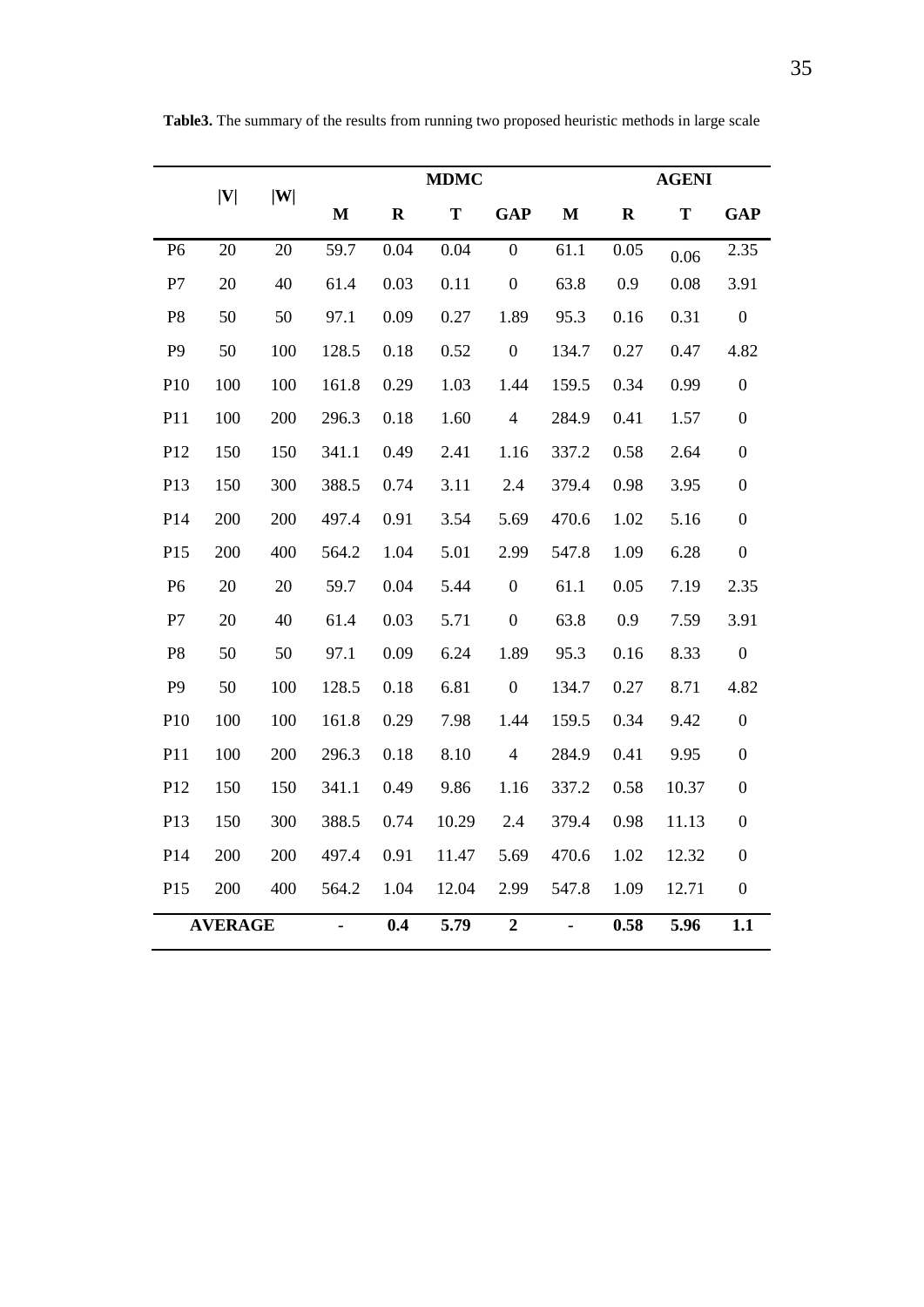**Table3.** The summary of the results from running two proposed heuristic methods in large scale

| | \|V\| | \|W\| | MDMC | | | | AGENI | | | |
|---|---|---|---|---|---|---|---|---|---|---|
| | | | **M** | **R** | **T** | **GAP** | **M** | **R** | **T** | **GAP** |
| P6 | 20 | 20 | 59.7 | 0.04 | 0.04 | 0 | 61.1 | 0.05 | 0.06 | 2.35 |
| P7 | 20 | 40 | 61.4 | 0.03 | 0.11 | 0 | 63.8 | 0.9 | 0.08 | 3.91 |
| P8 | 50 | 50 | 97.1 | 0.09 | 0.27 | 1.89 | 95.3 | 0.16 | 0.31 | 0 |
| P9 | 50 | 100 | 128.5 | 0.18 | 0.52 | 0 | 134.7 | 0.27 | 0.47 | 4.82 |
| P10 | 100 | 100 | 161.8 | 0.29 | 1.03 | 1.44 | 159.5 | 0.34 | 0.99 | 0 |
| P11 | 100 | 200 | 296.3 | 0.18 | 1.60 | 4 | 284.9 | 0.41 | 1.57 | 0 |
| P12 | 150 | 150 | 341.1 | 0.49 | 2.41 | 1.16 | 337.2 | 0.58 | 2.64 | 0 |
| P13 | 150 | 300 | 388.5 | 0.74 | 3.11 | 2.4 | 379.4 | 0.98 | 3.95 | 0 |
| P14 | 200 | 200 | 497.4 | 0.91 | 3.54 | 5.69 | 470.6 | 1.02 | 5.16 | 0 |
| P15 | 200 | 400 | 564.2 | 1.04 | 5.01 | 2.99 | 547.8 | 1.09 | 6.28 | 0 |
| P6 | 20 | 20 | 59.7 | 0.04 | 5.44 | 0 | 61.1 | 0.05 | 7.19 | 2.35 |
| P7 | 20 | 40 | 61.4 | 0.03 | 5.71 | 0 | 63.8 | 0.9 | 7.59 | 3.91 |
| P8 | 50 | 50 | 97.1 | 0.09 | 6.24 | 1.89 | 95.3 | 0.16 | 8.33 | 0 |
| P9 | 50 | 100 | 128.5 | 0.18 | 6.81 | 0 | 134.7 | 0.27 | 8.71 | 4.82 |
| P10 | 100 | 100 | 161.8 | 0.29 | 7.98 | 1.44 | 159.5 | 0.34 | 9.42 | 0 |
| P11 | 100 | 200 | 296.3 | 0.18 | 8.10 | 4 | 284.9 | 0.41 | 9.95 | 0 |
| P12 | 150 | 150 | 341.1 | 0.49 | 9.86 | 1.16 | 337.2 | 0.58 | 10.37 | 0 |
| P13 | 150 | 300 | 388.5 | 0.74 | 10.29 | 2.4 | 379.4 | 0.98 | 11.13 | 0 |
| P14 | 200 | 200 | 497.4 | 0.91 | 11.47 | 5.69 | 470.6 | 1.02 | 12.32 | 0 |
| P15 | 200 | 400 | 564.2 | 1.04 | 12.04 | 2.99 | 547.8 | 1.09 | 12.71 | 0 |
| **AVERAGE** | | | - | **0.4** | **5.79** | **2** | - | **0.58** | **5.96** | **1.1** |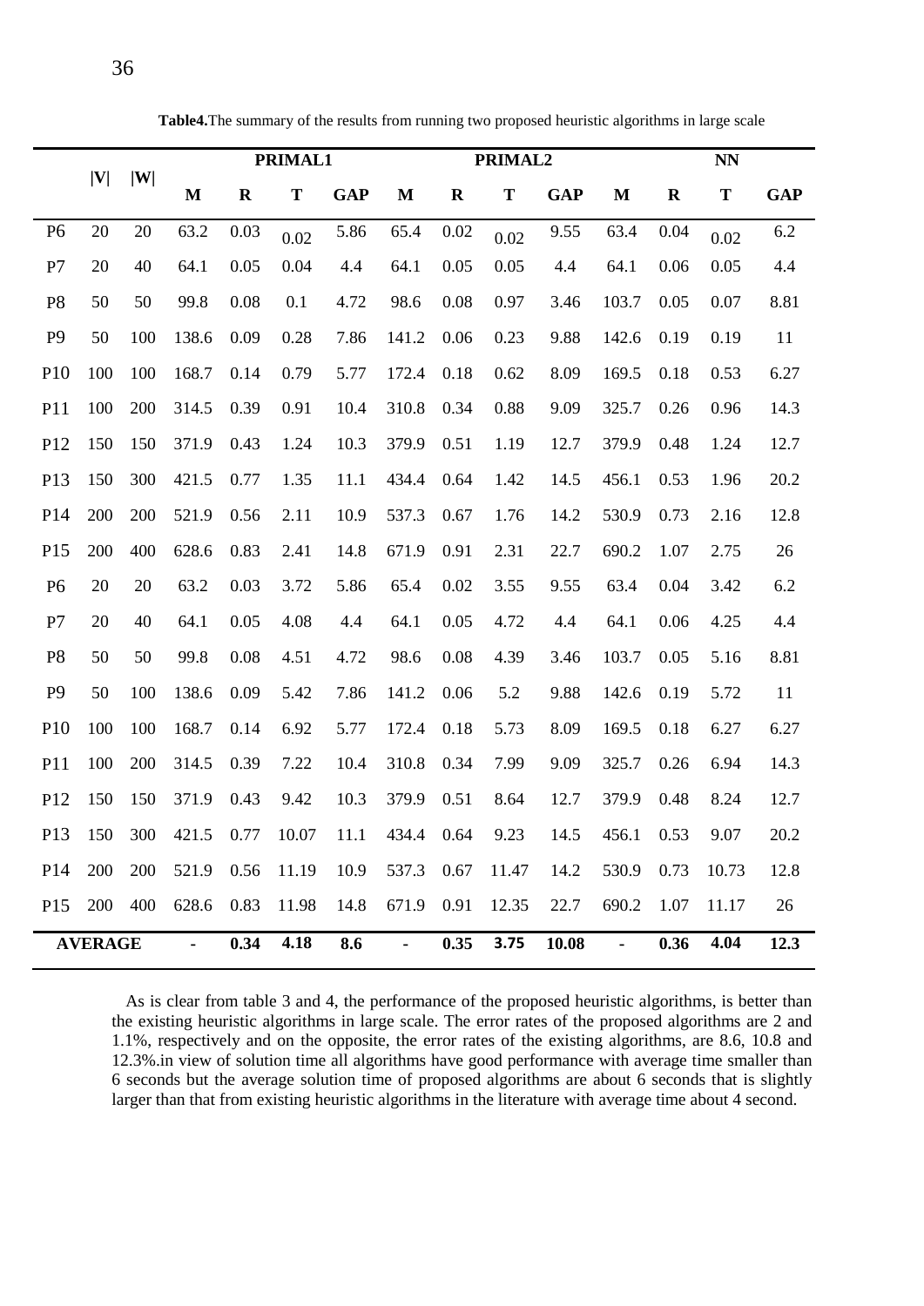**Table4.** The summary of the results from running two proposed heuristic algorithms in large scale

| | \|V\| | \|W\| | PRIMAL1 | | | | PRIMAL2 | | | | NN | | | |
|---|---|---|---|---|---|---|---|---|---|---|---|---|---|---|
| | | | **M** | **R** | **T** | **GAP** | **M** | **R** | **T** | **GAP** | **M** | **R** | **T** | **GAP** |
| P6 | 20 | 20 | 63.2 | 0.03 | 0.02 | 5.86 | 65.4 | 0.02 | 0.02 | 9.55 | 63.4 | 0.04 | 0.02 | 6.2 |
| P7 | 20 | 40 | 64.1 | 0.05 | 0.04 | 4.4 | 64.1 | 0.05 | 0.05 | 4.4 | 64.1 | 0.06 | 0.05 | 4.4 |
| P8 | 50 | 50 | 99.8 | 0.08 | 0.1 | 4.72 | 98.6 | 0.08 | 0.97 | 3.46 | 103.7 | 0.05 | 0.07 | 8.81 |
| P9 | 50 | 100 | 138.6 | 0.09 | 0.28 | 7.86 | 141.2 | 0.06 | 0.23 | 9.88 | 142.6 | 0.19 | 0.19 | 11 |
| P10 | 100 | 100 | 168.7 | 0.14 | 0.79 | 5.77 | 172.4 | 0.18 | 0.62 | 8.09 | 169.5 | 0.18 | 0.53 | 6.27 |
| P11 | 100 | 200 | 314.5 | 0.39 | 0.91 | 10.4 | 310.8 | 0.34 | 0.88 | 9.09 | 325.7 | 0.26 | 0.96 | 14.3 |
| P12 | 150 | 150 | 371.9 | 0.43 | 1.24 | 10.3 | 379.9 | 0.51 | 1.19 | 12.7 | 379.9 | 0.48 | 1.24 | 12.7 |
| P13 | 150 | 300 | 421.5 | 0.77 | 1.35 | 11.1 | 434.4 | 0.64 | 1.42 | 14.5 | 456.1 | 0.53 | 1.96 | 20.2 |
| P14 | 200 | 200 | 521.9 | 0.56 | 2.11 | 10.9 | 537.3 | 0.67 | 1.76 | 14.2 | 530.9 | 0.73 | 2.16 | 12.8 |
| P15 | 200 | 400 | 628.6 | 0.83 | 2.41 | 14.8 | 671.9 | 0.91 | 2.31 | 22.7 | 690.2 | 1.07 | 2.75 | 26 |
| P6 | 20 | 20 | 63.2 | 0.03 | 3.72 | 5.86 | 65.4 | 0.02 | 3.55 | 9.55 | 63.4 | 0.04 | 3.42 | 6.2 |
| P7 | 20 | 40 | 64.1 | 0.05 | 4.08 | 4.4 | 64.1 | 0.05 | 4.72 | 4.4 | 64.1 | 0.06 | 4.25 | 4.4 |
| P8 | 50 | 50 | 99.8 | 0.08 | 4.51 | 4.72 | 98.6 | 0.08 | 4.39 | 3.46 | 103.7 | 0.05 | 5.16 | 8.81 |
| P9 | 50 | 100 | 138.6 | 0.09 | 5.42 | 7.86 | 141.2 | 0.06 | 5.2 | 9.88 | 142.6 | 0.19 | 5.72 | 11 |
| P10 | 100 | 100 | 168.7 | 0.14 | 6.92 | 5.77 | 172.4 | 0.18 | 5.73 | 8.09 | 169.5 | 0.18 | 6.27 | 6.27 |
| P11 | 100 | 200 | 314.5 | 0.39 | 7.22 | 10.4 | 310.8 | 0.34 | 7.99 | 9.09 | 325.7 | 0.26 | 6.94 | 14.3 |
| P12 | 150 | 150 | 371.9 | 0.43 | 9.42 | 10.3 | 379.9 | 0.51 | 8.64 | 12.7 | 379.9 | 0.48 | 8.24 | 12.7 |
| P13 | 150 | 300 | 421.5 | 0.77 | 10.07 | 11.1 | 434.4 | 0.64 | 9.23 | 14.5 | 456.1 | 0.53 | 9.07 | 20.2 |
| P14 | 200 | 200 | 521.9 | 0.56 | 11.19 | 10.9 | 537.3 | 0.67 | 11.47 | 14.2 | 530.9 | 0.73 | 10.73 | 12.8 |
| P15 | 200 | 400 | 628.6 | 0.83 | 11.98 | 14.8 | 671.9 | 0.91 | 12.35 | 22.7 | 690.2 | 1.07 | 11.17 | 26 |
| **AVERAGE** | | | - | **0.34** | **4.18** | **8.6** | - | **0.35** | **3.75** | **10.08** | - | **0.36** | **4.04** | **12.3** |

As is clear from table 3 and 4, the performance of the proposed heuristic algorithms, is better than the existing heuristic algorithms in large scale. The error rates of the proposed algorithms are 2 and 1.1%, respectively and on the opposite, the error rates of the existing algorithms, are 8.6, 10.8 and 12.3%.in view of solution time all algorithms have good performance with average time smaller than 6 seconds but the average solution time of proposed algorithms are about 6 seconds that is slightly larger than that from existing heuristic algorithms in the literature with average time about 4 second.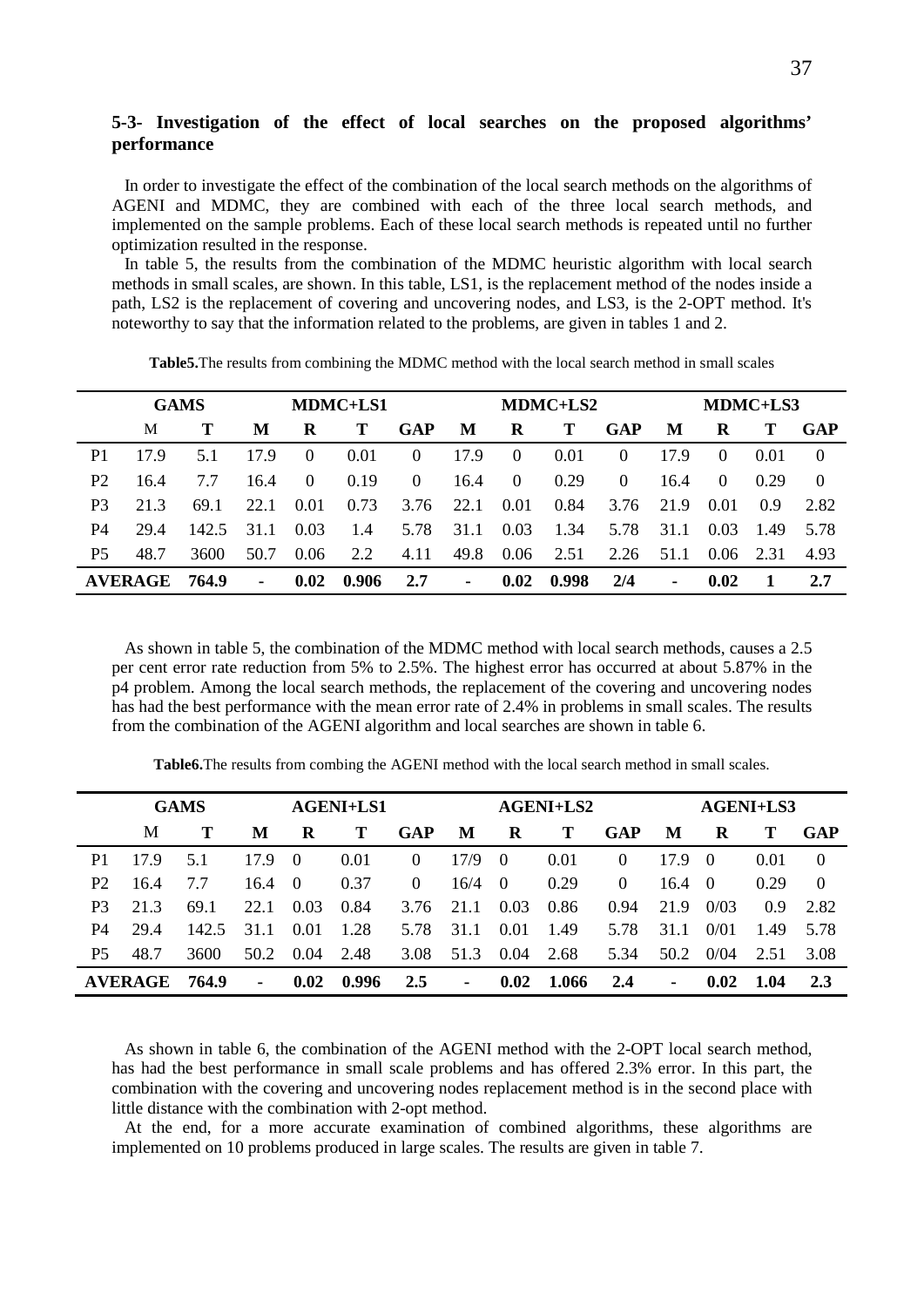## 5-3- Investigation of the effect of local searches on the proposed algorithms' performance

In order to investigate the effect of the combination of the local search methods on the algorithms of AGENI and MDMC, they are combined with each of the three local search methods, and implemented on the sample problems. Each of these local search methods is repeated until no further optimization resulted in the response.

In table 5, the results from the combination of the MDMC heuristic algorithm with local search methods in small scales, are shown. In this table, LS1, is the replacement method of the nodes inside a path, LS2 is the replacement of covering and uncovering nodes, and LS3, is the 2-OPT method. It's noteworthy to say that the information related to the problems, are given in tables 1 and 2.

**Table5.**The results from combining the MDMC method with the local search method in small scales

| | GAMS | | MDMC+LS1 | | | | MDMC+LS2 | | | | MDMC+LS3 | | | |
|---|---|---|---|---|---|---|---|---|---|---|---|---|---|---|
| | M | T | M | R | T | GAP | M | R | T | GAP | M | R | T | GAP |
| P1 | 17.9 | 5.1 | 17.9 | 0 | 0.01 | 0 | 17.9 | 0 | 0.01 | 0 | 17.9 | 0 | 0.01 | 0 |
| P2 | 16.4 | 7.7 | 16.4 | 0 | 0.19 | 0 | 16.4 | 0 | 0.29 | 0 | 16.4 | 0 | 0.29 | 0 |
| P3 | 21.3 | 69.1 | 22.1 | 0.01 | 0.73 | 3.76 | 22.1 | 0.01 | 0.84 | 3.76 | 21.9 | 0.01 | 0.9 | 2.82 |
| P4 | 29.4 | 142.5 | 31.1 | 0.03 | 1.4 | 5.78 | 31.1 | 0.03 | 1.34 | 5.78 | 31.1 | 0.03 | 1.49 | 5.78 |
| P5 | 48.7 | 3600 | 50.7 | 0.06 | 2.2 | 4.11 | 49.8 | 0.06 | 2.51 | 2.26 | 51.1 | 0.06 | 2.31 | 4.93 |
| **AVERAGE** | **764.9** | | **-** | **0.02** | **0.906** | **2.7** | **-** | **0.02** | **0.998** | **2/4** | **-** | **0.02** | **1** | **2.7** |

As shown in table 5, the combination of the MDMC method with local search methods, causes a 2.5 per cent error rate reduction from 5% to 2.5%. The highest error has occurred at about 5.87% in the p4 problem. Among the local search methods, the replacement of the covering and uncovering nodes has had the best performance with the mean error rate of 2.4% in problems in small scales. The results from the combination of the AGENI algorithm and local searches are shown in table 6.

**Table6.**The results from combing the AGENI method with the local search method in small scales.

| | GAMS | | AGENI+LS1 | | | | AGENI+LS2 | | | | AGENI+LS3 | | | |
|---|---|---|---|---|---|---|---|---|---|---|---|---|---|---|
| | M | T | M | R | T | GAP | M | R | T | GAP | M | R | T | GAP |
| P1 | 17.9 | 5.1 | 17.9 | 0 | 0.01 | 0 | 17/9 | 0 | 0.01 | 0 | 17.9 | 0 | 0.01 | 0 |
| P2 | 16.4 | 7.7 | 16.4 | 0 | 0.37 | 0 | 16/4 | 0 | 0.29 | 0 | 16.4 | 0 | 0.29 | 0 |
| P3 | 21.3 | 69.1 | 22.1 | 0.03 | 0.84 | 3.76 | 21.1 | 0.03 | 0.86 | 0.94 | 21.9 | 0/03 | 0.9 | 2.82 |
| P4 | 29.4 | 142.5 | 31.1 | 0.01 | 1.28 | 5.78 | 31.1 | 0.01 | 1.49 | 5.78 | 31.1 | 0/01 | 1.49 | 5.78 |
| P5 | 48.7 | 3600 | 50.2 | 0.04 | 2.48 | 3.08 | 51.3 | 0.04 | 2.68 | 5.34 | 50.2 | 0/04 | 2.51 | 3.08 |
| **AVERAGE** | **764.9** | | **-** | **0.02** | **0.996** | **2.5** | **-** | **0.02** | **1.066** | **2.4** | **-** | **0.02** | **1.04** | **2.3** |

As shown in table 6, the combination of the AGENI method with the 2-OPT local search method, has had the best performance in small scale problems and has offered 2.3% error. In this part, the combination with the covering and uncovering nodes replacement method is in the second place with little distance with the combination with 2-opt method.

At the end, for a more accurate examination of combined algorithms, these algorithms are implemented on 10 problems produced in large scales. The results are given in table 7.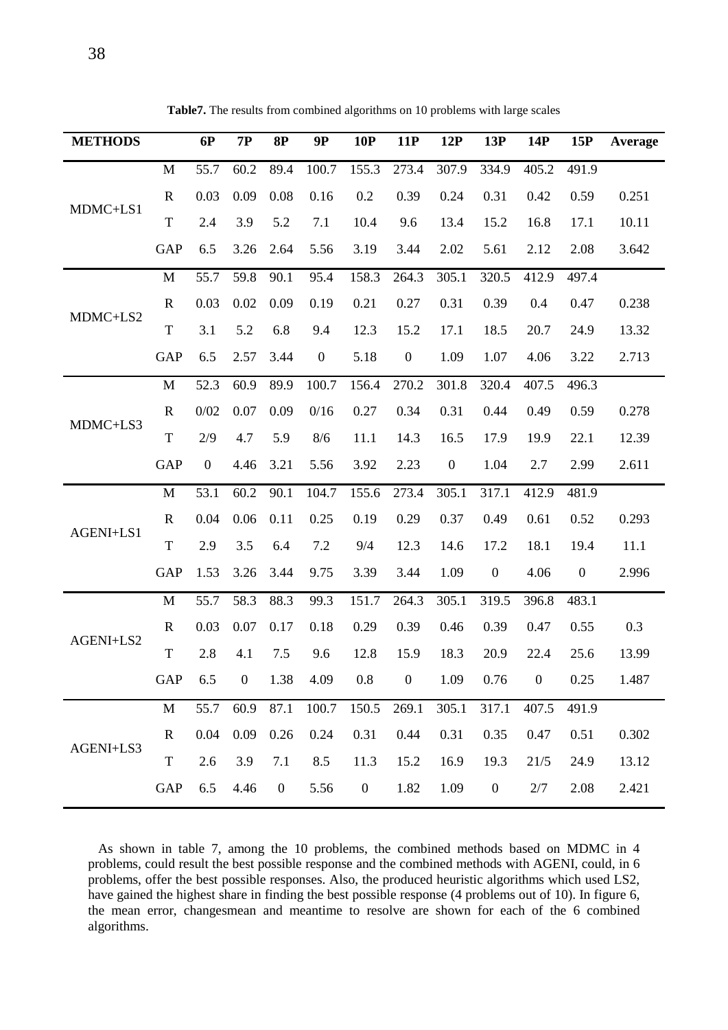**Table7.** The results from combined algorithms on 10 problems with large scales

| METHODS | | 6P | 7P | 8P | 9P | 10P | 11P | 12P | 13P | 14P | 15P | Average |
|---|---|---|---|---|---|---|---|---|---|---|---|---|
| MDMC+LS1 | M | 55.7 | 60.2 | 89.4 | 100.7 | 155.3 | 273.4 | 307.9 | 334.9 | 405.2 | 491.9 | |
| | R | 0.03 | 0.09 | 0.08 | 0.16 | 0.2 | 0.39 | 0.24 | 0.31 | 0.42 | 0.59 | 0.251 |
| | T | 2.4 | 3.9 | 5.2 | 7.1 | 10.4 | 9.6 | 13.4 | 15.2 | 16.8 | 17.1 | 10.11 |
| | GAP | 6.5 | 3.26 | 2.64 | 5.56 | 3.19 | 3.44 | 2.02 | 5.61 | 2.12 | 2.08 | 3.642 |
| MDMC+LS2 | M | 55.7 | 59.8 | 90.1 | 95.4 | 158.3 | 264.3 | 305.1 | 320.5 | 412.9 | 497.4 | |
| | R | 0.03 | 0.02 | 0.09 | 0.19 | 0.21 | 0.27 | 0.31 | 0.39 | 0.4 | 0.47 | 0.238 |
| | T | 3.1 | 5.2 | 6.8 | 9.4 | 12.3 | 15.2 | 17.1 | 18.5 | 20.7 | 24.9 | 13.32 |
| | GAP | 6.5 | 2.57 | 3.44 | 0 | 5.18 | 0 | 1.09 | 1.07 | 4.06 | 3.22 | 2.713 |
| MDMC+LS3 | M | 52.3 | 60.9 | 89.9 | 100.7 | 156.4 | 270.2 | 301.8 | 320.4 | 407.5 | 496.3 | |
| | R | 0/02 | 0.07 | 0.09 | 0/16 | 0.27 | 0.34 | 0.31 | 0.44 | 0.49 | 0.59 | 0.278 |
| | T | 2/9 | 4.7 | 5.9 | 8/6 | 11.1 | 14.3 | 16.5 | 17.9 | 19.9 | 22.1 | 12.39 |
| | GAP | 0 | 4.46 | 3.21 | 5.56 | 3.92 | 2.23 | 0 | 1.04 | 2.7 | 2.99 | 2.611 |
| AGENI+LS1 | M | 53.1 | 60.2 | 90.1 | 104.7 | 155.6 | 273.4 | 305.1 | 317.1 | 412.9 | 481.9 | |
| | R | 0.04 | 0.06 | 0.11 | 0.25 | 0.19 | 0.29 | 0.37 | 0.49 | 0.61 | 0.52 | 0.293 |
| | T | 2.9 | 3.5 | 6.4 | 7.2 | 9/4 | 12.3 | 14.6 | 17.2 | 18.1 | 19.4 | 11.1 |
| | GAP | 1.53 | 3.26 | 3.44 | 9.75 | 3.39 | 3.44 | 1.09 | 0 | 4.06 | 0 | 2.996 |
| AGENI+LS2 | M | 55.7 | 58.3 | 88.3 | 99.3 | 151.7 | 264.3 | 305.1 | 319.5 | 396.8 | 483.1 | |
| | R | 0.03 | 0.07 | 0.17 | 0.18 | 0.29 | 0.39 | 0.46 | 0.39 | 0.47 | 0.55 | 0.3 |
| | T | 2.8 | 4.1 | 7.5 | 9.6 | 12.8 | 15.9 | 18.3 | 20.9 | 22.4 | 25.6 | 13.99 |
| | GAP | 6.5 | 0 | 1.38 | 4.09 | 0.8 | 0 | 1.09 | 0.76 | 0 | 0.25 | 1.487 |
| AGENI+LS3 | M | 55.7 | 60.9 | 87.1 | 100.7 | 150.5 | 269.1 | 305.1 | 317.1 | 407.5 | 491.9 | |
| | R | 0.04 | 0.09 | 0.26 | 0.24 | 0.31 | 0.44 | 0.31 | 0.35 | 0.47 | 0.51 | 0.302 |
| | T | 2.6 | 3.9 | 7.1 | 8.5 | 11.3 | 15.2 | 16.9 | 19.3 | 21/5 | 24.9 | 13.12 |
| | GAP | 6.5 | 4.46 | 0 | 5.56 | 0 | 1.82 | 1.09 | 0 | 2/7 | 2.08 | 2.421 |

As shown in table 7, among the 10 problems, the combined methods based on MDMC in 4 problems, could result the best possible response and the combined methods with AGENI, could, in 6 problems, offer the best possible responses. Also, the produced heuristic algorithms which used LS2, have gained the highest share in finding the best possible response (4 problems out of 10). In figure 6, the mean error, changesmean and meantime to resolve are shown for each of the 6 combined algorithms.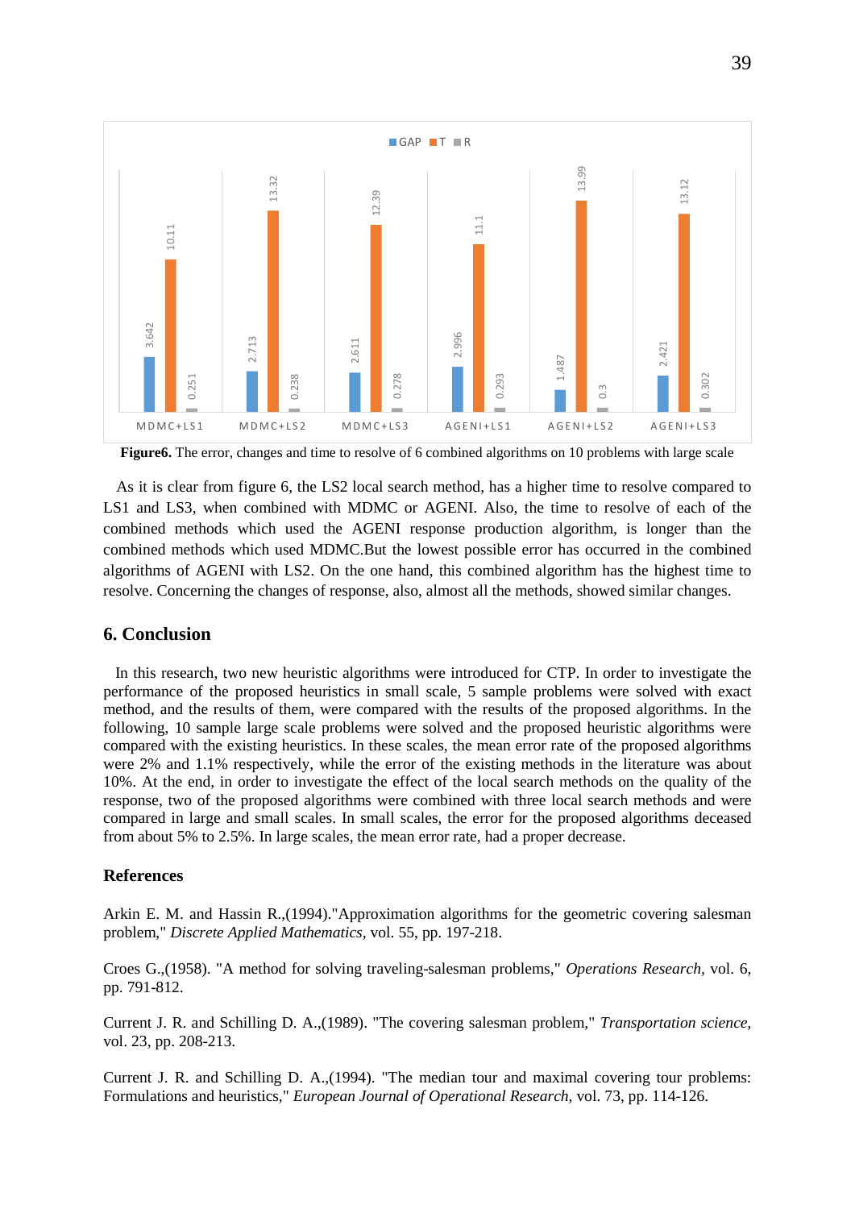GAP T R

MDMC+LS1: 3.642, 10.11, 0.251

MDMC+LS2: 2.713, 13.32, 0.238

MDMC+LS3: 2.611, 12.39, 0.278

AGENI+LS1: 2.996, 11.1, 0.293

AGENI+LS2: 1.487, 13.99, 0.3

AGENI+LS3: 2.421, 13.12, 0.302

**Figure6.** The error, changes and time to resolve of 6 combined algorithms on 10 problems with large scale

As it is clear from figure 6, the LS2 local search method, has a higher time to resolve compared to LS1 and LS3, when combined with MDMC or AGENI. Also, the time to resolve of each of the combined methods which used the AGENI response production algorithm, is longer than the combined methods which used MDMC.But the lowest possible error has occurred in the combined algorithms of AGENI with LS2. On the one hand, this combined algorithm has the highest time to resolve. Concerning the changes of response, also, almost all the methods, showed similar changes.

## 6. Conclusion

In this research, two new heuristic algorithms were introduced for CTP. In order to investigate the performance of the proposed heuristics in small scale, 5 sample problems were solved with exact method, and the results of them, were compared with the results of the proposed algorithms. In the following, 10 sample large scale problems were solved and the proposed heuristic algorithms were compared with the existing heuristics. In these scales, the mean error rate of the proposed algorithms were 2% and 1.1% respectively, while the error of the existing methods in the literature was about 10%. At the end, in order to investigate the effect of the local search methods on the quality of the response, two of the proposed algorithms were combined with three local search methods and were compared in large and small scales. In small scales, the error for the proposed algorithms deceased from about 5% to 2.5%. In large scales, the mean error rate, had a proper decrease.

### References

Arkin E. M. and Hassin R.,(1994)."Approximation algorithms for the geometric covering salesman problem," *Discrete Applied Mathematics,* vol. 55, pp. 197-218.

Croes G.,(1958). "A method for solving traveling-salesman problems," *Operations Research,* vol. 6, pp. 791-812.

Current J. R. and Schilling D. A.,(1989). "The covering salesman problem," *Transportation science,* vol. 23, pp. 208-213.

Current J. R. and Schilling D. A.,(1994). "The median tour and maximal covering tour problems: Formulations and heuristics," *European Journal of Operational Research,* vol. 73, pp. 114-126.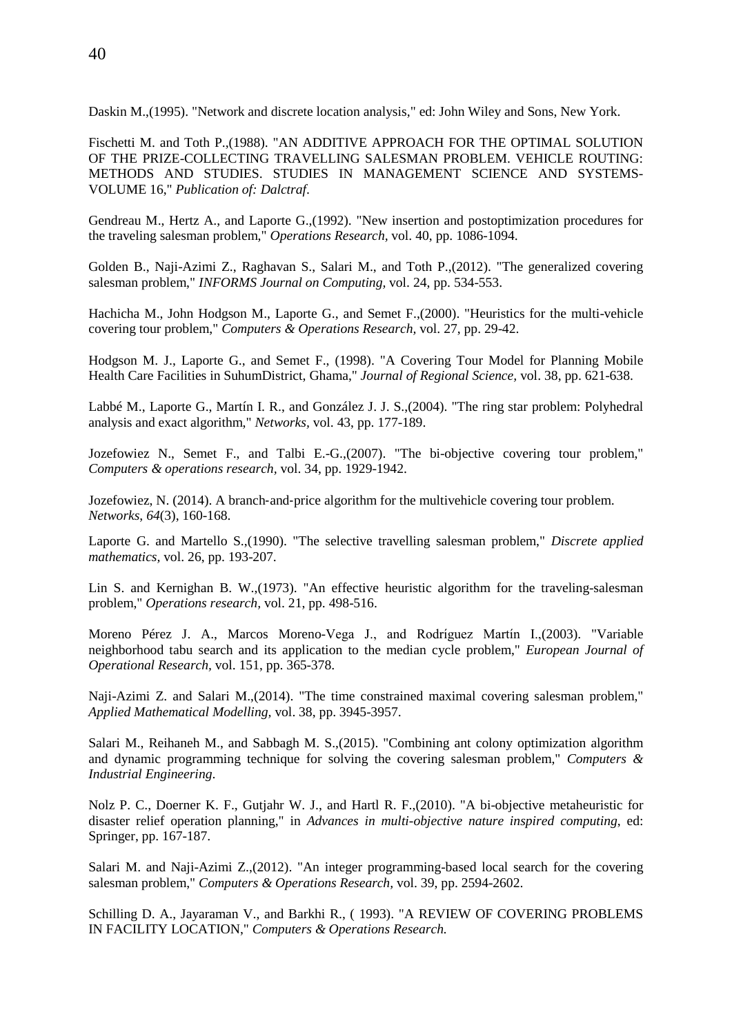Daskin M.,(1995). "Network and discrete location analysis," ed: John Wiley and Sons, New York.

Fischetti M. and Toth P.,(1988). "AN ADDITIVE APPROACH FOR THE OPTIMAL SOLUTION OF THE PRIZE-COLLECTING TRAVELLING SALESMAN PROBLEM. VEHICLE ROUTING: METHODS AND STUDIES. STUDIES IN MANAGEMENT SCIENCE AND SYSTEMS-VOLUME 16," *Publication of: Dalctraf*.

Gendreau M., Hertz A., and Laporte G.,(1992). "New insertion and postoptimization procedures for the traveling salesman problem," *Operations Research*, vol. 40, pp. 1086-1094.

Golden B., Naji-Azimi Z., Raghavan S., Salari M., and Toth P.,(2012). "The generalized covering salesman problem," *INFORMS Journal on Computing*, vol. 24, pp. 534-553.

Hachicha M., John Hodgson M., Laporte G., and Semet F.,(2000). "Heuristics for the multi-vehicle covering tour problem," *Computers & Operations Research*, vol. 27, pp. 29-42.

Hodgson M. J., Laporte G., and Semet F., (1998). "A Covering Tour Model for Planning Mobile Health Care Facilities in SuhumDistrict, Ghama," *Journal of Regional Science*, vol. 38, pp. 621-638.

Labbé M., Laporte G., Martín I. R., and González J. J. S.,(2004). "The ring star problem: Polyhedral analysis and exact algorithm," *Networks*, vol. 43, pp. 177-189.

Jozefowiez N., Semet F., and Talbi E.-G.,(2007). "The bi-objective covering tour problem," *Computers & operations research*, vol. 34, pp. 1929-1942.

Jozefowiez, N. (2014). A branch‐and‐price algorithm for the multivehicle covering tour problem. *Networks*, *64*(3), 160-168.

Laporte G. and Martello S.,(1990). "The selective travelling salesman problem," *Discrete applied mathematics*, vol. 26, pp. 193-207.

Lin S. and Kernighan B. W.,(1973). "An effective heuristic algorithm for the traveling-salesman problem," *Operations research*, vol. 21, pp. 498-516.

Moreno Pérez J. A., Marcos Moreno-Vega J., and Rodríguez Martín I.,(2003). "Variable neighborhood tabu search and its application to the median cycle problem," *European Journal of Operational Research*, vol. 151, pp. 365-378.

Naji-Azimi Z. and Salari M.,(2014). "The time constrained maximal covering salesman problem," *Applied Mathematical Modelling*, vol. 38, pp. 3945-3957.

Salari M., Reihaneh M., and Sabbagh M. S.,(2015). "Combining ant colony optimization algorithm and dynamic programming technique for solving the covering salesman problem," *Computers & Industrial Engineering*.

Nolz P. C., Doerner K. F., Gutjahr W. J., and Hartl R. F.,(2010). "A bi-objective metaheuristic for disaster relief operation planning," in *Advances in multi-objective nature inspired computing*, ed: Springer, pp. 167-187.

Salari M. and Naji-Azimi Z.,(2012). "An integer programming-based local search for the covering salesman problem," *Computers & Operations Research*, vol. 39, pp. 2594-2602.

Schilling D. A., Jayaraman V., and Barkhi R., ( 1993). "A REVIEW OF COVERING PROBLEMS IN FACILITY LOCATION," *Computers & Operations Research.*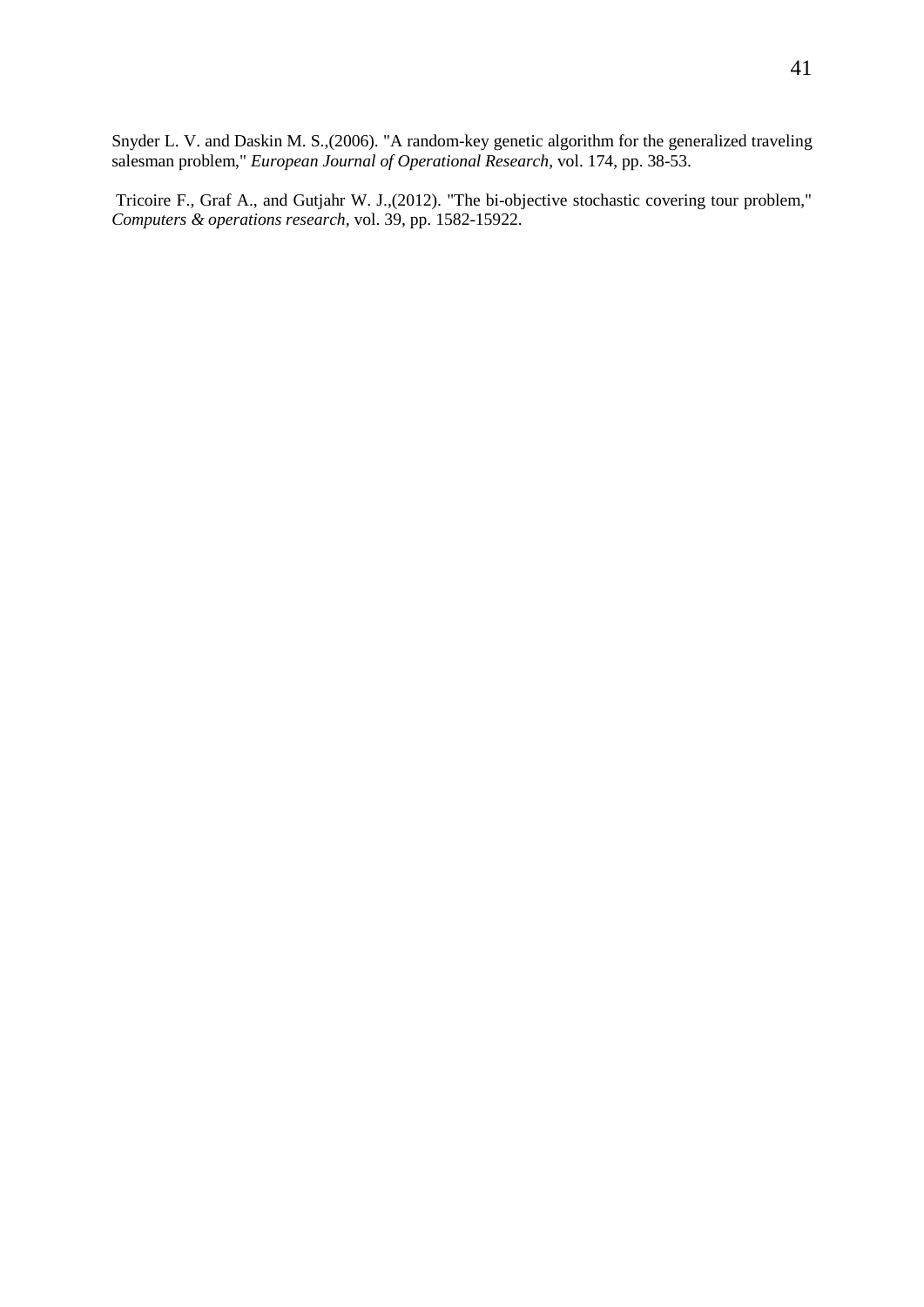Snyder L. V. and Daskin M. S.,(2006). "A random-key genetic algorithm for the generalized traveling salesman problem," *European Journal of Operational Research,* vol. 174, pp. 38-53.

Tricoire F., Graf A., and Gutjahr W. J.,(2012). "The bi-objective stochastic covering tour problem," *Computers & operations research*, vol. 39, pp. 1582-15922.